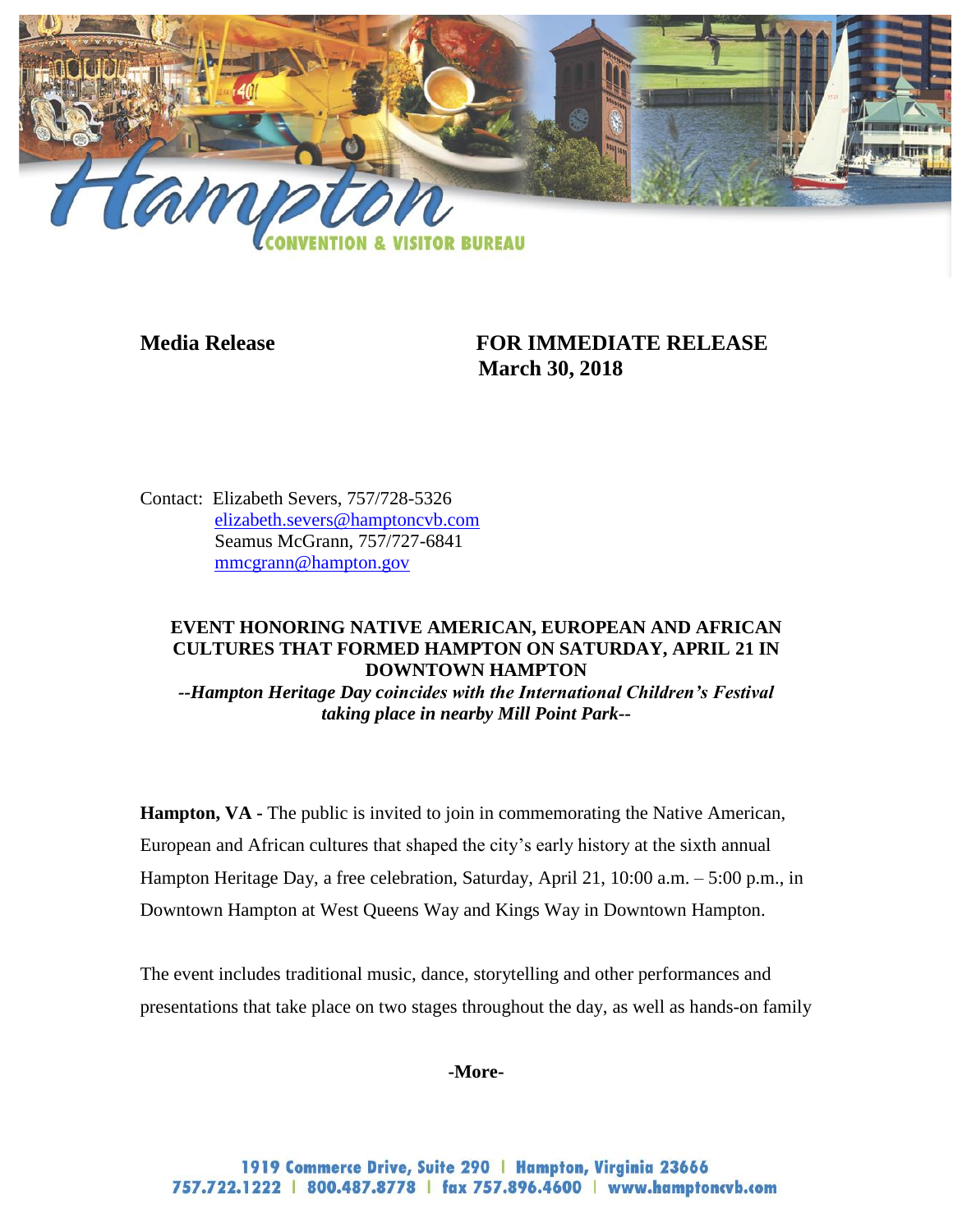**Media Release** **FOR IMMEDIATE RELEASE**
**March 30, 2018**

Contact: Elizabeth Severs, 757/728-5326
elizabeth.severs@hamptoncvb.com
Seamus McGrann, 757/727-6841
mmcgrann@hampton.gov

**EVENT HONORING NATIVE AMERICAN, EUROPEAN AND AFRICAN CULTURES THAT FORMED HAMPTON ON SATURDAY, APRIL 21 IN DOWNTOWN HAMPTON**

***--Hampton Heritage Day coincides with the International Children's Festival taking place in nearby Mill Point Park--***

**Hampton, VA -** The public is invited to join in commemorating the Native American, European and African cultures that shaped the city's early history at the sixth annual Hampton Heritage Day, a free celebration, Saturday, April 21, 10:00 a.m. – 5:00 p.m., in Downtown Hampton at West Queens Way and Kings Way in Downtown Hampton.

The event includes traditional music, dance, storytelling and other performances and presentations that take place on two stages throughout the day, as well as hands-on family

**-More-**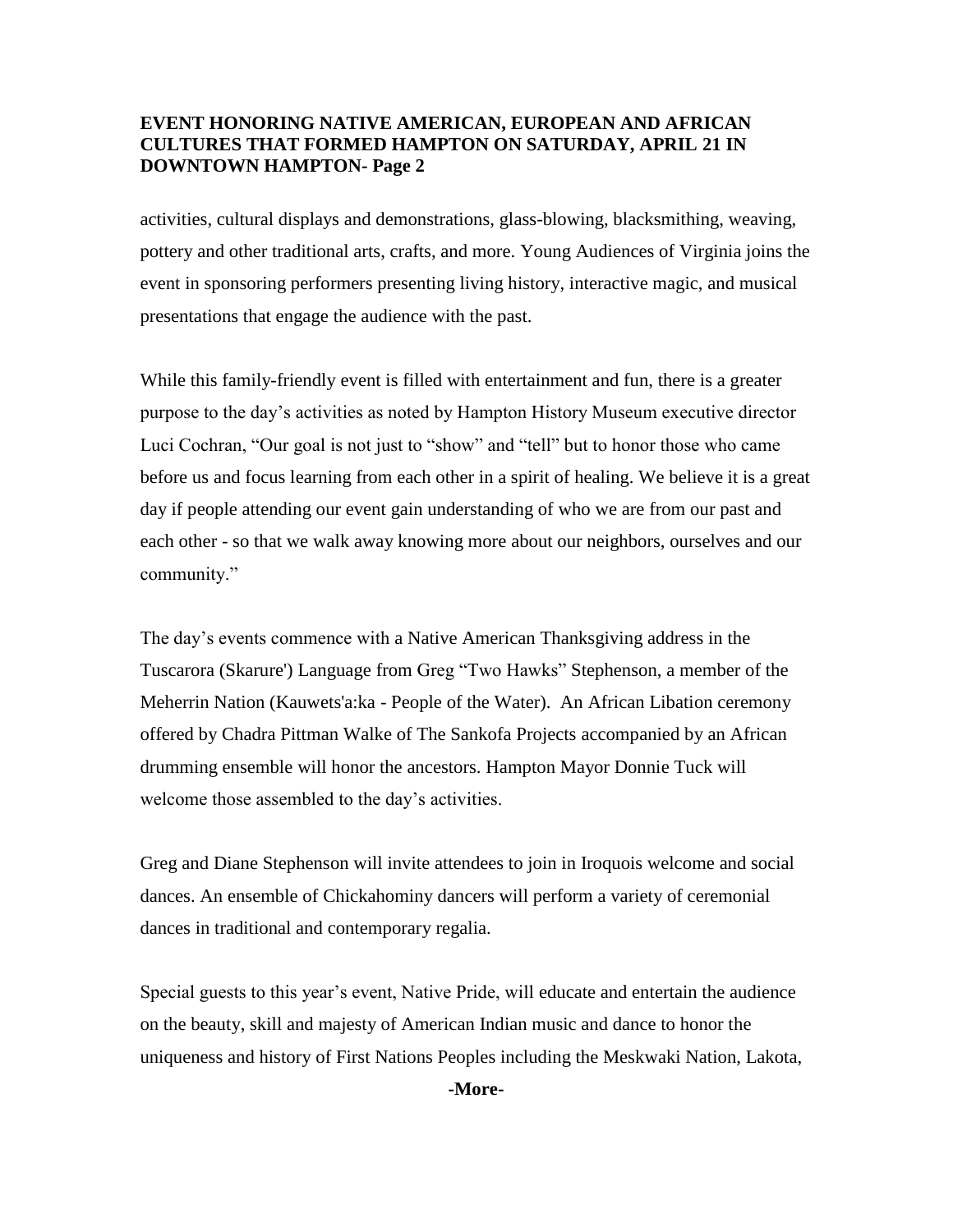**EVENT HONORING NATIVE AMERICAN, EUROPEAN AND AFRICAN CULTURES THAT FORMED HAMPTON ON SATURDAY, APRIL 21 IN DOWNTOWN HAMPTON- Page 2**

activities, cultural displays and demonstrations, glass-blowing, blacksmithing, weaving, pottery and other traditional arts, crafts, and more. Young Audiences of Virginia joins the event in sponsoring performers presenting living history, interactive magic, and musical presentations that engage the audience with the past.

While this family-friendly event is filled with entertainment and fun, there is a greater purpose to the day's activities as noted by Hampton History Museum executive director Luci Cochran, "Our goal is not just to "show" and "tell" but to honor those who came before us and focus learning from each other in a spirit of healing. We believe it is a great day if people attending our event gain understanding of who we are from our past and each other - so that we walk away knowing more about our neighbors, ourselves and our community."

The day's events commence with a Native American Thanksgiving address in the Tuscarora (Skarure') Language from Greg "Two Hawks" Stephenson, a member of the Meherrin Nation (Kauwets'a:ka - People of the Water). An African Libation ceremony offered by Chadra Pittman Walke of The Sankofa Projects accompanied by an African drumming ensemble will honor the ancestors. Hampton Mayor Donnie Tuck will welcome those assembled to the day's activities.

Greg and Diane Stephenson will invite attendees to join in Iroquois welcome and social dances. An ensemble of Chickahominy dancers will perform a variety of ceremonial dances in traditional and contemporary regalia.

Special guests to this year's event, Native Pride, will educate and entertain the audience on the beauty, skill and majesty of American Indian music and dance to honor the uniqueness and history of First Nations Peoples including the Meskwaki Nation, Lakota,

**-More-**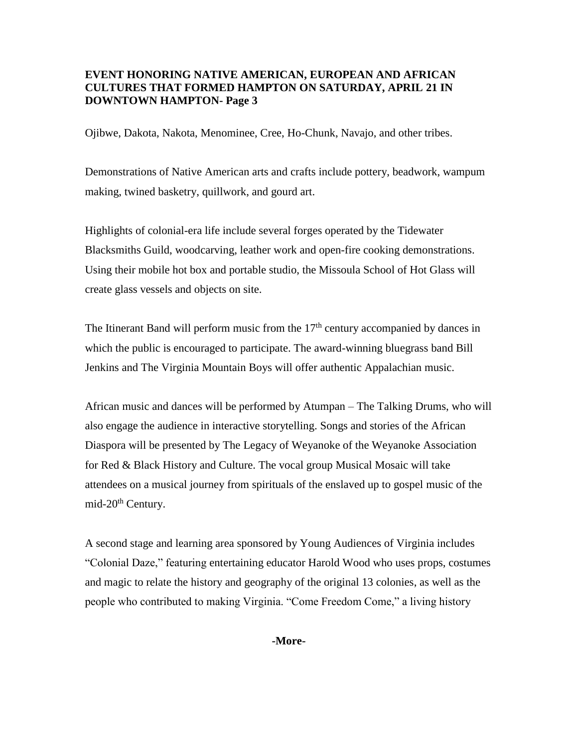Ojibwe, Dakota, Nakota, Menominee, Cree, Ho-Chunk, Navajo, and other tribes.

Demonstrations of Native American arts and crafts include pottery, beadwork, wampum making, twined basketry, quillwork, and gourd art.

Highlights of colonial-era life include several forges operated by the Tidewater Blacksmiths Guild, woodcarving, leather work and open-fire cooking demonstrations. Using their mobile hot box and portable studio, the Missoula School of Hot Glass will create glass vessels and objects on site.

The Itinerant Band will perform music from the 17th century accompanied by dances in which the public is encouraged to participate. The award-winning bluegrass band Bill Jenkins and The Virginia Mountain Boys will offer authentic Appalachian music.

African music and dances will be performed by Atumpan – The Talking Drums, who will also engage the audience in interactive storytelling. Songs and stories of the African Diaspora will be presented by The Legacy of Weyanoke of the Weyanoke Association for Red & Black History and Culture. The vocal group Musical Mosaic will take attendees on a musical journey from spirituals of the enslaved up to gospel music of the mid-20th Century.

A second stage and learning area sponsored by Young Audiences of Virginia includes "Colonial Daze," featuring entertaining educator Harold Wood who uses props, costumes and magic to relate the history and geography of the original 13 colonies, as well as the people who contributed to making Virginia. "Come Freedom Come," a living history

**-More-**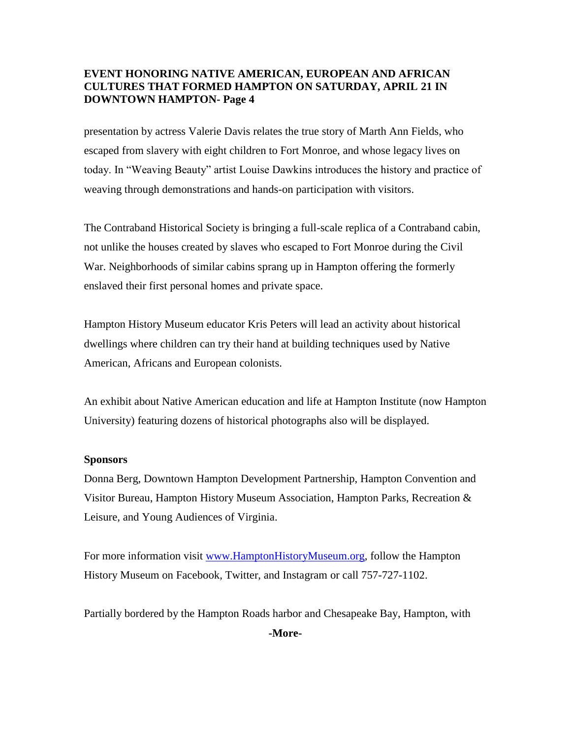presentation by actress Valerie Davis relates the true story of Marth Ann Fields, who escaped from slavery with eight children to Fort Monroe, and whose legacy lives on today. In "Weaving Beauty" artist Louise Dawkins introduces the history and practice of weaving through demonstrations and hands-on participation with visitors.

The Contraband Historical Society is bringing a full-scale replica of a Contraband cabin, not unlike the houses created by slaves who escaped to Fort Monroe during the Civil War. Neighborhoods of similar cabins sprang up in Hampton offering the formerly enslaved their first personal homes and private space.

Hampton History Museum educator Kris Peters will lead an activity about historical dwellings where children can try their hand at building techniques used by Native American, Africans and European colonists.

An exhibit about Native American education and life at Hampton Institute (now Hampton University) featuring dozens of historical photographs also will be displayed.

**Sponsors**

Donna Berg, Downtown Hampton Development Partnership, Hampton Convention and Visitor Bureau, Hampton History Museum Association, Hampton Parks, Recreation & Leisure, and Young Audiences of Virginia.

For more information visit [www.HamptonHistoryMuseum.org](http://www.HamptonHistoryMuseum.org), follow the Hampton History Museum on Facebook, Twitter, and Instagram or call 757-727-1102.

Partially bordered by the Hampton Roads harbor and Chesapeake Bay, Hampton, with

**-More-**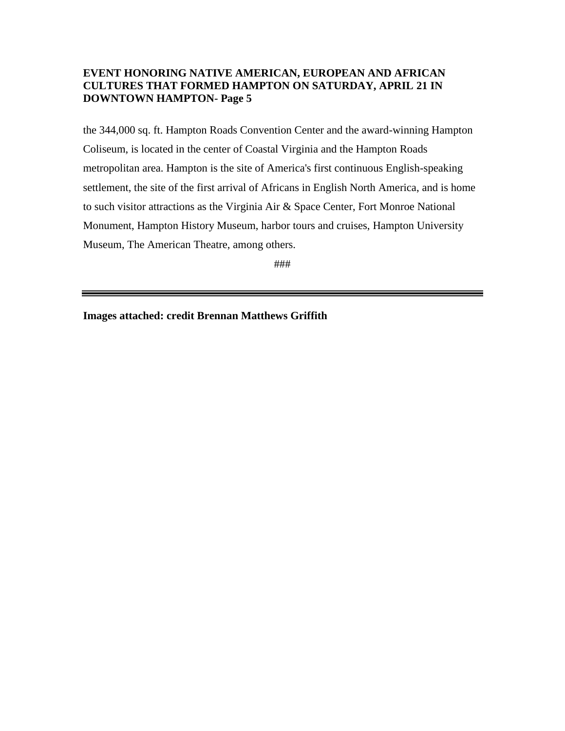the 344,000 sq. ft. Hampton Roads Convention Center and the award-winning Hampton Coliseum, is located in the center of Coastal Virginia and the Hampton Roads metropolitan area. Hampton is the site of America's first continuous English-speaking settlement, the site of the first arrival of Africans in English North America, and is home to such visitor attractions as the Virginia Air & Space Center, Fort Monroe National Monument, Hampton History Museum, harbor tours and cruises, Hampton University Museum, The American Theatre, among others.

###

---

**Images attached: credit Brennan Matthews Griffith**